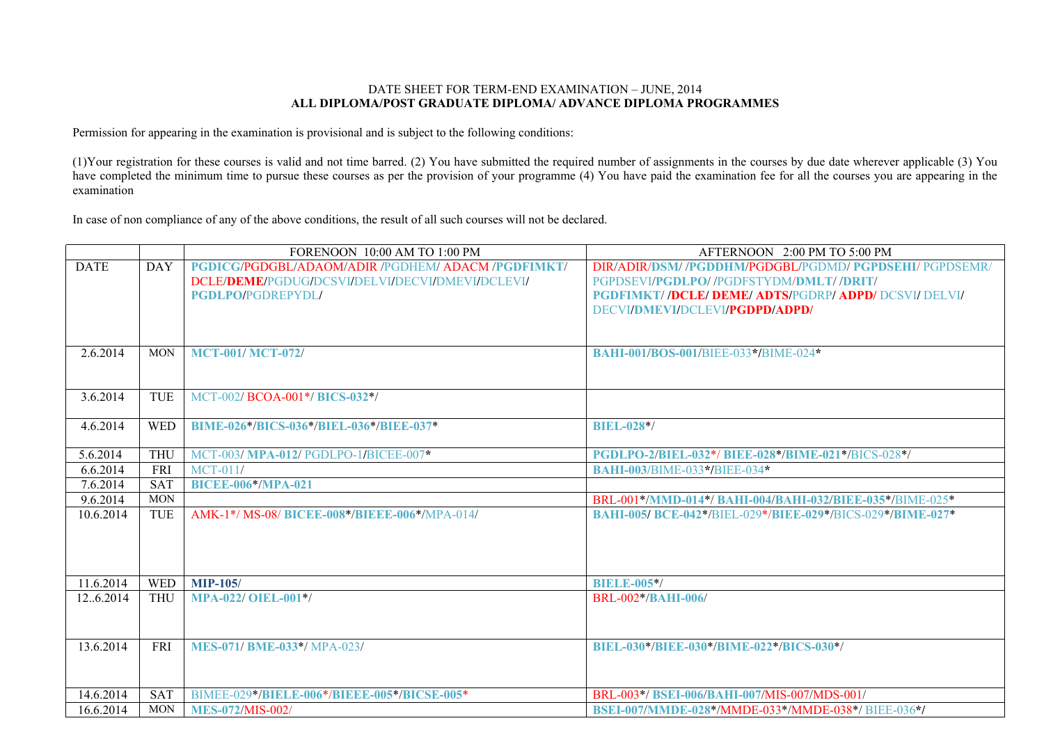DATE SHEET FOR TERM-END EXAMINATION – JUNE, 2014

**ALL DIPLOMA/POST GRADUATE DIPLOMA/ ADVANCE DIPLOMA PROGRAMMES**

Permission for appearing in the examination is provisional and is subject to the following conditions:

(1)Your registration for these courses is valid and not time barred. (2) You have submitted the required number of assignments in the courses by due date wherever applicable (3) You have completed the minimum time to pursue these courses as per the provision of your programme (4) You have paid the examination fee for all the courses you are appearing in the examination

In case of non compliance of any of the above conditions, the result of all such courses will not be declared.

| | | FORENOON 10:00 AM TO 1:00 PM | AFTERNOON 2:00 PM TO 5:00 PM |
|---|---|---|---|
| DATE | DAY | **PGDICG**/PGDGBL/ADAOM/ADIR /PGDHEM/ ADACM /**PGDFIMKT**/ DCLE/**DEME**/PGDUG/DCSVI/DELVI/DECVI/DMEVI/DCLEVI/ **PGDLPO**/PGDREPYDL/ | DIR/ADIR/**DSM**/ /**PGDDHM**/PGDGBL/PGDMD/ **PGPDSEHI**/ PGPDSEMR/ PGPDSEVI/**PGDLPO**/ /PGDFSTYDM/**DMLT**/ /**DRIT**/ **PGDFIMKT**/ /**DCLE**/ **DEME**/ **ADTS**/PGDRP/ **ADPD**/ DCSVI/ DELVI/ DECVI/**DMEVI**/DCLEVI/**PGDPD**/**ADPD**/ |
| 2.6.2014 | MON | **MCT-001**/ **MCT-072**/ | **BAHI-001**/**BOS-001**/BIEE-033*/BIME-024* |
| 3.6.2014 | TUE | MCT-002/ BCOA-001*/ **BICS-032***/ | |
| 4.6.2014 | WED | **BIME-026***/**BICS-036***/**BIEL-036***/**BIEE-037*** | **BIEL-028***/ |
| 5.6.2014 | THU | MCT-003/ **MPA-012**/ PGDLPO-1/BICEE-007* | **PGDLPO-2**/**BIEL-032***/ **BIEE-028***/**BIME-021***/BICS-028*/ |
| 6.6.2014 | FRI | MCT-011/ | **BAHI-003**/BIME-033*/BIEE-034* |
| 7.6.2014 | SAT | **BICEE-006***/**MPA-021** | |
| 9.6.2014 | MON | | BRL-001*/**MMD-014***/ **BAHI-004**/**BAHI-032**/**BIEE-035***/BIME-025* |
| 10.6.2014 | TUE | AMK-1*/ MS-08/ **BICEE-008***/**BIEEE-006***/MPA-014/ | **BAHI-005**/ **BCE-042***/BIEL-029*/**BIEE-029***/BICS-029*/**BIME-027*** |
| 11.6.2014 | WED | **MIP-105/** | **BIELE-005***/ |
| 12..6.2014 | THU | **MPA-022**/ **OIEL-001***/ | BRL-002*/**BAHI-006**/ |
| 13.6.2014 | FRI | **MES-071**/ **BME-033***/ MPA-023/ | **BIEL-030***/**BIEE-030***/**BIME-022***/**BICS-030***/ |
| 14.6.2014 | SAT | BIMEE-029*/**BIELE-006***/**BIEEE-005***/**BICSE-005*** | BRL-003*/ **BSEI-006**/**BAHI-007**/MIS-007/MDS-001/ |
| 16.6.2014 | MON | **MES-072**/MIS-002/ | **BSEI-007**/**MMDE-028***/MMDE-033*/MMDE-038*/ BIEE-036*/ |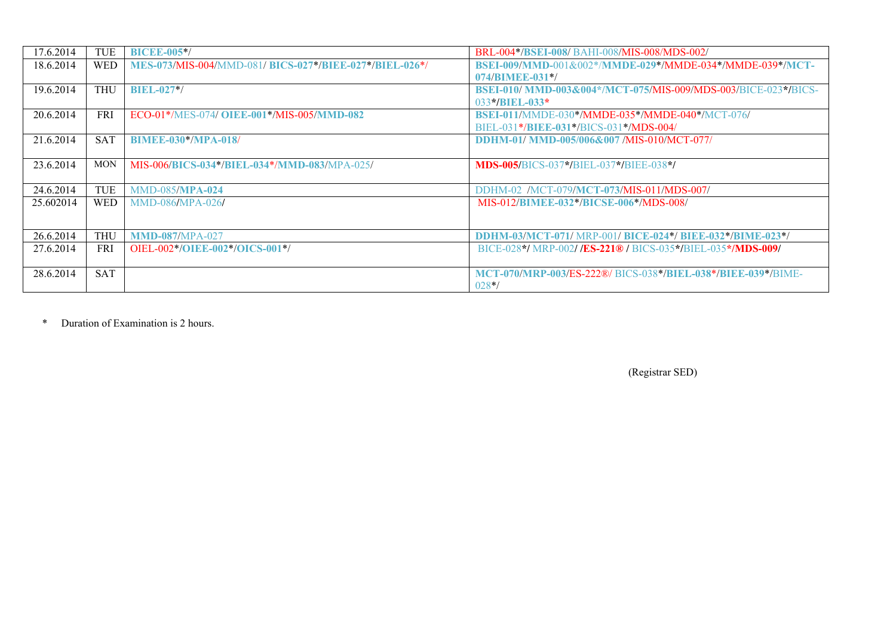| | | | |
|---|---|---|---|
| 17.6.2014 | TUE | **BICEE-005***/ | BRL-004*/**BSEI-008**/ BAHI-008/MIS-008/MDS-002/ |
| 18.6.2014 | WED | **MES-073**/MIS-004/MMD-081/ **BICS-027***/**BIEE-027***/**BIEL-026***/ | **BSEI-009**/**MMD-**001&002*/**MMDE-029***/MMDE-034*/MMDE-039*/**MCT-074**/**BIMEE-031***/ |
| 19.6.2014 | THU | **BIEL-027***/ | **BSEI-010**/ **MMD-003&004*/MCT-075**/MIS-009/MDS-003/BICE-023*/BICS-033*/**BIEL-033*** |
| 20.6.2014 | FRI | ECO-01*/MES-074/ **OIEE-001***/MIS-005/**MMD-082** | **BSEI-011**/MMDE-030*/MMDE-035*/MMDE-040*/MCT-076/ BIEL-031*/**BIEE-031***/BICS-031*/MDS-004/ |
| 21.6.2014 | SAT | **BIMEE-030***/**MPA-018**/ | **DDHM-01**/ **MMD-005/006&007** /MIS-010/MCT-077/ |
| 23.6.2014 | MON | MIS-006/**BICS-034***/**BIEL-034***/**MMD-083**/MPA-025/ | **MDS-005**/BICS-037*/BIEL-037*/BIEE-038*/ |
| 24.6.2014 | TUE | MMD-085/**MPA-024** | DDHM-02 /MCT-079/**MCT-073**/MIS-011/MDS-007/ |
| 25.602014 | WED | MMD-086/MPA-026/ | MIS-012/**BIMEE-032***/**BICSE-006***/MDS-008/ |
| 26.6.2014 | THU | **MMD-087**/MPA-027 | **DDHM-03**/**MCT-071**/ MRP-001/ **BICE-024***/ **BIEE-032***/**BIME-023***/ |
| 27.6.2014 | FRI | OIEL-002*/**OIEE-002***/**OICS-001***/ | BICE-028*/ MRP-002/ /**ES-221®** / BICS-035*/BIEL-035*/**MDS-009**/ |
| 28.6.2014 | SAT | | **MCT-070**/**MRP-003**/ES-222®/ BICS-038*/**BIEL-038***/**BIEE-039***/BIME-028*/ |

\* Duration of Examination is 2 hours.

(Registrar SED)